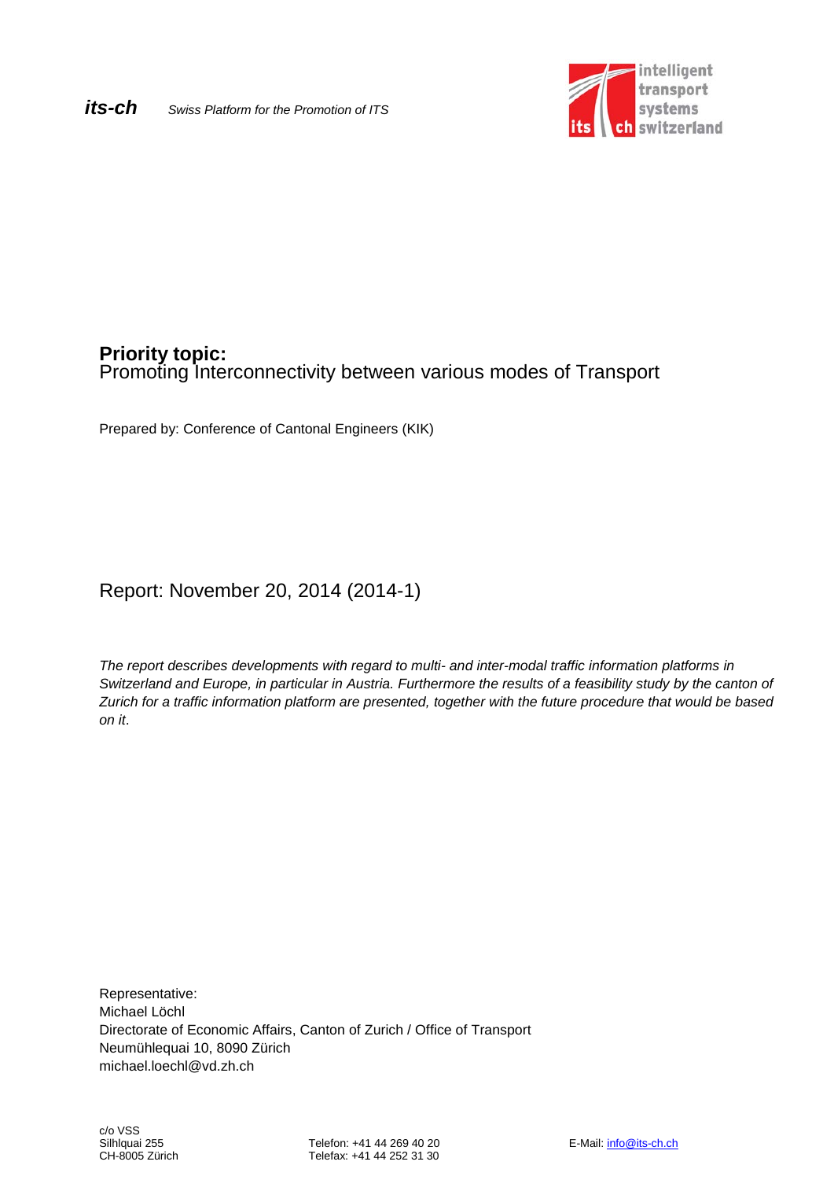***its-ch*** *Swiss Platform for the Promotion of ITS*

intelligent transport systems switzerland

**Priority topic:**
Promoting Interconnectivity between various modes of Transport

Prepared by: Conference of Cantonal Engineers (KIK)

Report: November 20, 2014 (2014-1)

*The report describes developments with regard to multi- and inter-modal traffic information platforms in Switzerland and Europe, in particular in Austria. Furthermore the results of a feasibility study by the canton of Zurich for a traffic information platform are presented, together with the future procedure that would be based on it*.

Representative:
Michael Löchl
Directorate of Economic Affairs, Canton of Zurich / Office of Transport
Neumühlequai 10, 8090 Zürich
michael.loechl@vd.zh.ch

c/o VSS
Silhlquai 255
CH-8005 Zürich

Telefon: +41 44 269 40 20
Telefax: +41 44 252 31 30

E-Mail: info@its-ch.ch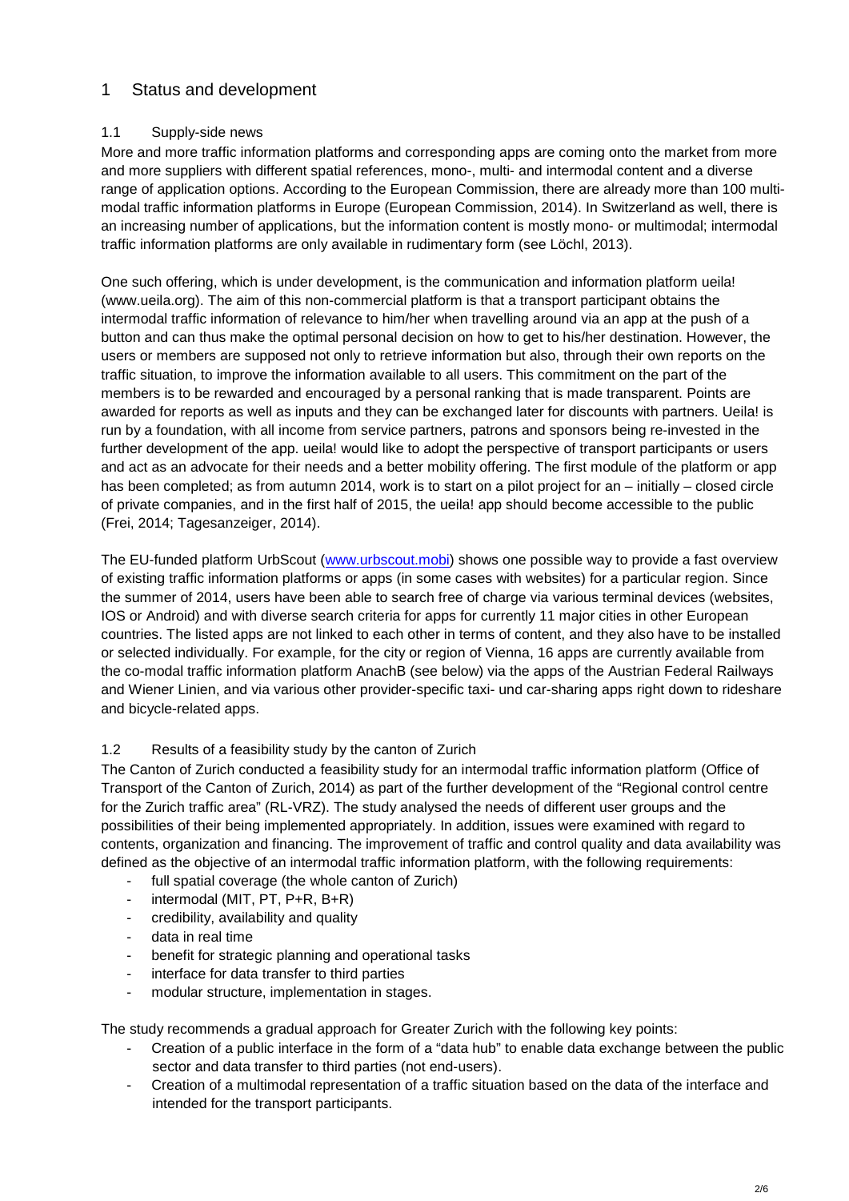# 1 Status and development

## 1.1 Supply-side news

More and more traffic information platforms and corresponding apps are coming onto the market from more and more suppliers with different spatial references, mono-, multi- and intermodal content and a diverse range of application options. According to the European Commission, there are already more than 100 multi-modal traffic information platforms in Europe (European Commission, 2014). In Switzerland as well, there is an increasing number of applications, but the information content is mostly mono- or multimodal; intermodal traffic information platforms are only available in rudimentary form (see Löchl, 2013).

One such offering, which is under development, is the communication and information platform ueila! (www.ueila.org). The aim of this non-commercial platform is that a transport participant obtains the intermodal traffic information of relevance to him/her when travelling around via an app at the push of a button and can thus make the optimal personal decision on how to get to his/her destination. However, the users or members are supposed not only to retrieve information but also, through their own reports on the traffic situation, to improve the information available to all users. This commitment on the part of the members is to be rewarded and encouraged by a personal ranking that is made transparent. Points are awarded for reports as well as inputs and they can be exchanged later for discounts with partners. Ueila! is run by a foundation, with all income from service partners, patrons and sponsors being re-invested in the further development of the app. ueila! would like to adopt the perspective of transport participants or users and act as an advocate for their needs and a better mobility offering. The first module of the platform or app has been completed; as from autumn 2014, work is to start on a pilot project for an – initially – closed circle of private companies, and in the first half of 2015, the ueila! app should become accessible to the public (Frei, 2014; Tagesanzeiger, 2014).

The EU-funded platform UrbScout (www.urbscout.mobi) shows one possible way to provide a fast overview of existing traffic information platforms or apps (in some cases with websites) for a particular region. Since the summer of 2014, users have been able to search free of charge via various terminal devices (websites, IOS or Android) and with diverse search criteria for apps for currently 11 major cities in other European countries. The listed apps are not linked to each other in terms of content, and they also have to be installed or selected individually. For example, for the city or region of Vienna, 16 apps are currently available from the co-modal traffic information platform AnachB (see below) via the apps of the Austrian Federal Railways and Wiener Linien, and via various other provider-specific taxi- und car-sharing apps right down to rideshare and bicycle-related apps.

## 1.2 Results of a feasibility study by the canton of Zurich

The Canton of Zurich conducted a feasibility study for an intermodal traffic information platform (Office of Transport of the Canton of Zurich, 2014) as part of the further development of the "Regional control centre for the Zurich traffic area" (RL-VRZ). The study analysed the needs of different user groups and the possibilities of their being implemented appropriately. In addition, issues were examined with regard to contents, organization and financing. The improvement of traffic and control quality and data availability was defined as the objective of an intermodal traffic information platform, with the following requirements:

- full spatial coverage (the whole canton of Zurich)
- intermodal (MIT, PT, P+R, B+R)
- credibility, availability and quality
- data in real time
- benefit for strategic planning and operational tasks
- interface for data transfer to third parties
- modular structure, implementation in stages.

The study recommends a gradual approach for Greater Zurich with the following key points:

- Creation of a public interface in the form of a "data hub" to enable data exchange between the public sector and data transfer to third parties (not end-users).
- Creation of a multimodal representation of a traffic situation based on the data of the interface and intended for the transport participants.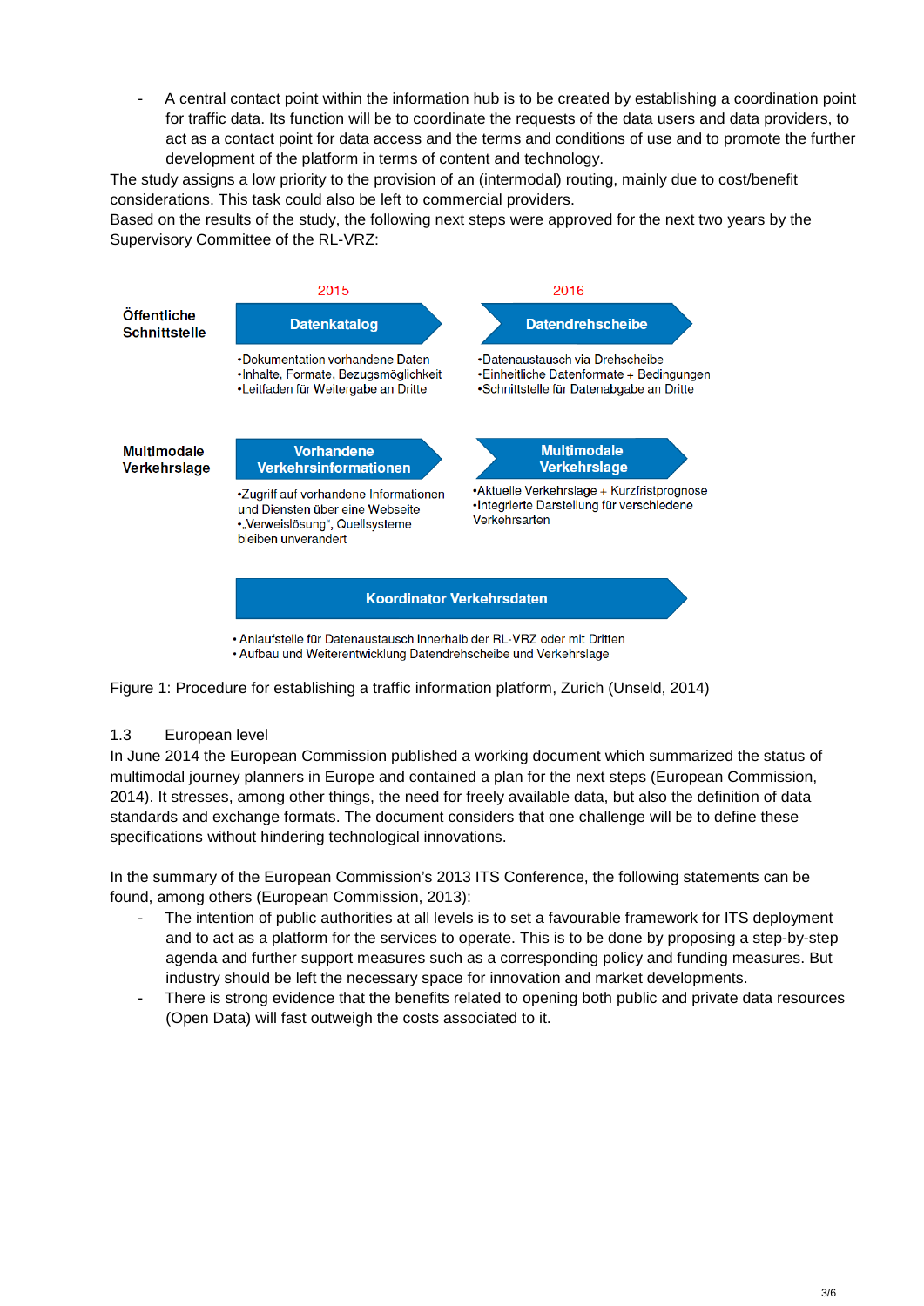- A central contact point within the information hub is to be created by establishing a coordination point for traffic data. Its function will be to coordinate the requests of the data users and data providers, to act as a contact point for data access and the terms and conditions of use and to promote the further development of the platform in terms of content and technology.

The study assigns a low priority to the provision of an (intermodal) routing, mainly due to cost/benefit considerations. This task could also be left to commercial providers.

Based on the results of the study, the following next steps were approved for the next two years by the Supervisory Committee of the RL-VRZ:

| | 2015 | 2016 |
|---|---|---|
| **Öffentliche Schnittstelle** | **Datenkatalog**<br>•Dokumentation vorhandene Daten<br>•Inhalte, Formate, Bezugsmöglichkeit<br>•Leitfaden für Weitergabe an Dritte | **Datendrehscheibe**<br>•Datenaustausch via Drehscheibe<br>•Einheitliche Datenformate + Bedingungen<br>•Schnittstelle für Datenabgabe an Dritte |
| **Multimodale Verkehrslage** | **Vorhandene Verkehrsinformationen**<br>•Zugriff auf vorhandene Informationen und Diensten über eine Webseite<br>•„Verweislösung", Quellsysteme bleiben unverändert | **Multimodale Verkehrslage**<br>•Aktuelle Verkehrslage + Kurzfristprognose<br>•Integrierte Darstellung für verschiedene Verkehrsarten |

**Koordinator Verkehrsdaten**
- Anlaufstelle für Datenaustausch innerhalb der RL-VRZ oder mit Dritten
- Aufbau und Weiterentwicklung Datendrehscheibe und Verkehrslage

Figure 1: Procedure for establishing a traffic information platform, Zurich (Unseld, 2014)

## 1.3 European level

In June 2014 the European Commission published a working document which summarized the status of multimodal journey planners in Europe and contained a plan for the next steps (European Commission, 2014). It stresses, among other things, the need for freely available data, but also the definition of data standards and exchange formats. The document considers that one challenge will be to define these specifications without hindering technological innovations.

In the summary of the European Commission's 2013 ITS Conference, the following statements can be found, among others (European Commission, 2013):

- The intention of public authorities at all levels is to set a favourable framework for ITS deployment and to act as a platform for the services to operate. This is to be done by proposing a step-by-step agenda and further support measures such as a corresponding policy and funding measures. But industry should be left the necessary space for innovation and market developments.
- There is strong evidence that the benefits related to opening both public and private data resources (Open Data) will fast outweigh the costs associated to it.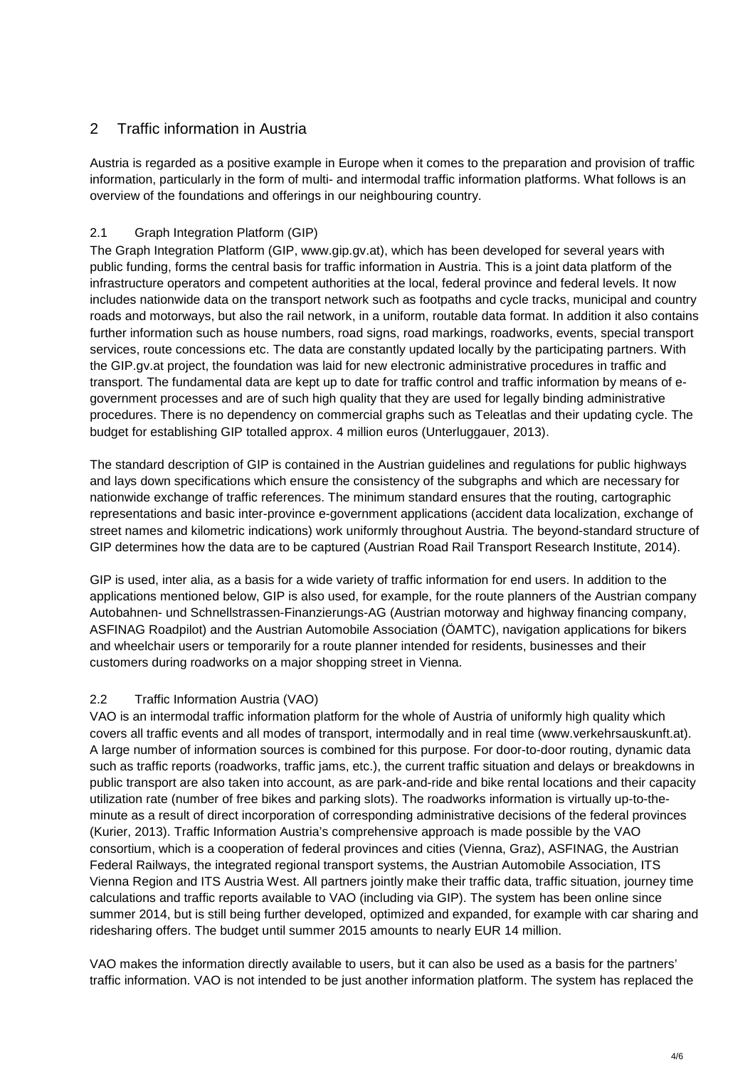## 2 Traffic information in Austria

Austria is regarded as a positive example in Europe when it comes to the preparation and provision of traffic information, particularly in the form of multi- and intermodal traffic information platforms. What follows is an overview of the foundations and offerings in our neighbouring country.

### 2.1 Graph Integration Platform (GIP)

The Graph Integration Platform (GIP, www.gip.gv.at), which has been developed for several years with public funding, forms the central basis for traffic information in Austria. This is a joint data platform of the infrastructure operators and competent authorities at the local, federal province and federal levels. It now includes nationwide data on the transport network such as footpaths and cycle tracks, municipal and country roads and motorways, but also the rail network, in a uniform, routable data format. In addition it also contains further information such as house numbers, road signs, road markings, roadworks, events, special transport services, route concessions etc. The data are constantly updated locally by the participating partners. With the GIP.gv.at project, the foundation was laid for new electronic administrative procedures in traffic and transport. The fundamental data are kept up to date for traffic control and traffic information by means of e-government processes and are of such high quality that they are used for legally binding administrative procedures. There is no dependency on commercial graphs such as Teleatlas and their updating cycle. The budget for establishing GIP totalled approx. 4 million euros (Unterluggauer, 2013).

The standard description of GIP is contained in the Austrian guidelines and regulations for public highways and lays down specifications which ensure the consistency of the subgraphs and which are necessary for nationwide exchange of traffic references. The minimum standard ensures that the routing, cartographic representations and basic inter-province e-government applications (accident data localization, exchange of street names and kilometric indications) work uniformly throughout Austria. The beyond-standard structure of GIP determines how the data are to be captured (Austrian Road Rail Transport Research Institute, 2014).

GIP is used, inter alia, as a basis for a wide variety of traffic information for end users. In addition to the applications mentioned below, GIP is also used, for example, for the route planners of the Austrian company Autobahnen- und Schnellstrassen-Finanzierungs-AG (Austrian motorway and highway financing company, ASFINAG Roadpilot) and the Austrian Automobile Association (ÖAMTC), navigation applications for bikers and wheelchair users or temporarily for a route planner intended for residents, businesses and their customers during roadworks on a major shopping street in Vienna.

### 2.2 Traffic Information Austria (VAO)

VAO is an intermodal traffic information platform for the whole of Austria of uniformly high quality which covers all traffic events and all modes of transport, intermodally and in real time (www.verkehrsauskunft.at). A large number of information sources is combined for this purpose. For door-to-door routing, dynamic data such as traffic reports (roadworks, traffic jams, etc.), the current traffic situation and delays or breakdowns in public transport are also taken into account, as are park-and-ride and bike rental locations and their capacity utilization rate (number of free bikes and parking slots). The roadworks information is virtually up-to-the-minute as a result of direct incorporation of corresponding administrative decisions of the federal provinces (Kurier, 2013). Traffic Information Austria's comprehensive approach is made possible by the VAO consortium, which is a cooperation of federal provinces and cities (Vienna, Graz), ASFINAG, the Austrian Federal Railways, the integrated regional transport systems, the Austrian Automobile Association, ITS Vienna Region and ITS Austria West. All partners jointly make their traffic data, traffic situation, journey time calculations and traffic reports available to VAO (including via GIP). The system has been online since summer 2014, but is still being further developed, optimized and expanded, for example with car sharing and ridesharing offers. The budget until summer 2015 amounts to nearly EUR 14 million.

VAO makes the information directly available to users, but it can also be used as a basis for the partners' traffic information. VAO is not intended to be just another information platform. The system has replaced the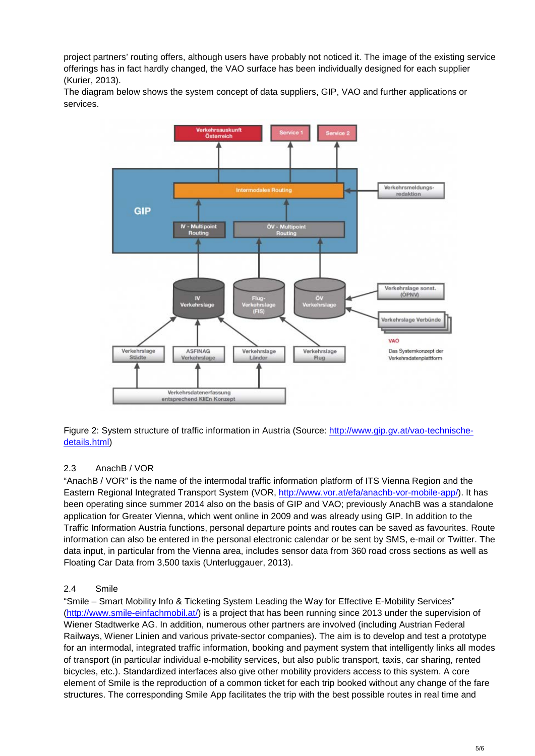project partners' routing offers, although users have probably not noticed it. The image of the existing service offerings has in fact hardly changed, the VAO surface has been individually designed for each supplier (Kurier, 2013).

The diagram below shows the system concept of data suppliers, GIP, VAO and further applications or services.

Figure 2: System structure of traffic information in Austria (Source: http://www.gip.gv.at/vao-technische-details.html)

## 2.3 AnachB / VOR

"AnachB / VOR" is the name of the intermodal traffic information platform of ITS Vienna Region and the Eastern Regional Integrated Transport System (VOR, http://www.vor.at/efa/anachb-vor-mobile-app/). It has been operating since summer 2014 also on the basis of GIP and VAO; previously AnachB was a standalone application for Greater Vienna, which went online in 2009 and was already using GIP. In addition to the Traffic Information Austria functions, personal departure points and routes can be saved as favourites. Route information can also be entered in the personal electronic calendar or be sent by SMS, e-mail or Twitter. The data input, in particular from the Vienna area, includes sensor data from 360 road cross sections as well as Floating Car Data from 3,500 taxis (Unterluggauer, 2013).

## 2.4 Smile

"Smile – Smart Mobility Info & Ticketing System Leading the Way for Effective E-Mobility Services" (http://www.smile-einfachmobil.at/) is a project that has been running since 2013 under the supervision of Wiener Stadtwerke AG. In addition, numerous other partners are involved (including Austrian Federal Railways, Wiener Linien and various private-sector companies). The aim is to develop and test a prototype for an intermodal, integrated traffic information, booking and payment system that intelligently links all modes of transport (in particular individual e-mobility services, but also public transport, taxis, car sharing, rented bicycles, etc.). Standardized interfaces also give other mobility providers access to this system. A core element of Smile is the reproduction of a common ticket for each trip booked without any change of the fare structures. The corresponding Smile App facilitates the trip with the best possible routes in real time and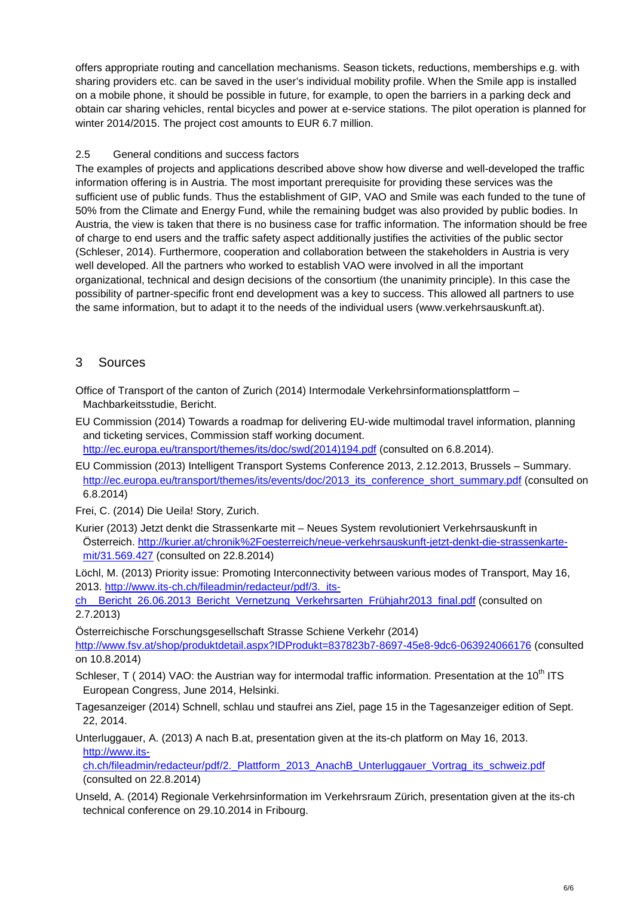offers appropriate routing and cancellation mechanisms. Season tickets, reductions, memberships e.g. with sharing providers etc. can be saved in the user's individual mobility profile. When the Smile app is installed on a mobile phone, it should be possible in future, for example, to open the barriers in a parking deck and obtain car sharing vehicles, rental bicycles and power at e-service stations. The pilot operation is planned for winter 2014/2015. The project cost amounts to EUR 6.7 million.

### 2.5 General conditions and success factors

The examples of projects and applications described above show how diverse and well-developed the traffic information offering is in Austria. The most important prerequisite for providing these services was the sufficient use of public funds. Thus the establishment of GIP, VAO and Smile was each funded to the tune of 50% from the Climate and Energy Fund, while the remaining budget was also provided by public bodies. In Austria, the view is taken that there is no business case for traffic information. The information should be free of charge to end users and the traffic safety aspect additionally justifies the activities of the public sector (Schleser, 2014). Furthermore, cooperation and collaboration between the stakeholders in Austria is very well developed. All the partners who worked to establish VAO were involved in all the important organizational, technical and design decisions of the consortium (the unanimity principle). In this case the possibility of partner-specific front end development was a key to success. This allowed all partners to use the same information, but to adapt it to the needs of the individual users (www.verkehrsauskunft.at).

## 3 Sources

Office of Transport of the canton of Zurich (2014) Intermodale Verkehrsinformationsplattform – Machbarkeitsstudie, Bericht.

EU Commission (2014) Towards a roadmap for delivering EU-wide multimodal travel information, planning and ticketing services, Commission staff working document. http://ec.europa.eu/transport/themes/its/doc/swd(2014)194.pdf (consulted on 6.8.2014).

EU Commission (2013) Intelligent Transport Systems Conference 2013, 2.12.2013, Brussels – Summary. http://ec.europa.eu/transport/themes/its/events/doc/2013_its_conference_short_summary.pdf (consulted on 6.8.2014)

Frei, C. (2014) Die Ueila! Story, Zurich.

Kurier (2013) Jetzt denkt die Strassenkarte mit – Neues System revolutioniert Verkehrsauskunft in Österreich. http://kurier.at/chronik%2Foesterreich/neue-verkehrsauskunft-jetzt-denkt-die-strassenkarte-mit/31.569.427 (consulted on 22.8.2014)

Löchl, M. (2013) Priority issue: Promoting Interconnectivity between various modes of Transport, May 16, 2013. http://www.its-ch.ch/fileadmin/redacteur/pdf/3._its-ch__Bericht_26.06.2013_Bericht_Vernetzung_Verkehrsarten_Frühjahr2013_final.pdf (consulted on 2.7.2013)

Österreichische Forschungsgesellschaft Strasse Schiene Verkehr (2014) http://www.fsv.at/shop/produktdetail.aspx?IDProdukt=837823b7-8697-45e8-9dc6-063924066176 (consulted on 10.8.2014)

Schleser, T ( 2014) VAO: the Austrian way for intermodal traffic information. Presentation at the 10th ITS European Congress, June 2014, Helsinki.

Tagesanzeiger (2014) Schnell, schlau und staufrei ans Ziel, page 15 in the Tagesanzeiger edition of Sept. 22, 2014.

Unterluggauer, A. (2013) A nach B.at, presentation given at the its-ch platform on May 16, 2013. http://www.its-ch.ch/fileadmin/redacteur/pdf/2._Plattform_2013_AnachB_Unterluggauer_Vortrag_its_schweiz.pdf (consulted on 22.8.2014)

Unseld, A. (2014) Regionale Verkehrsinformation im Verkehrsraum Zürich, presentation given at the its-ch technical conference on 29.10.2014 in Fribourg.